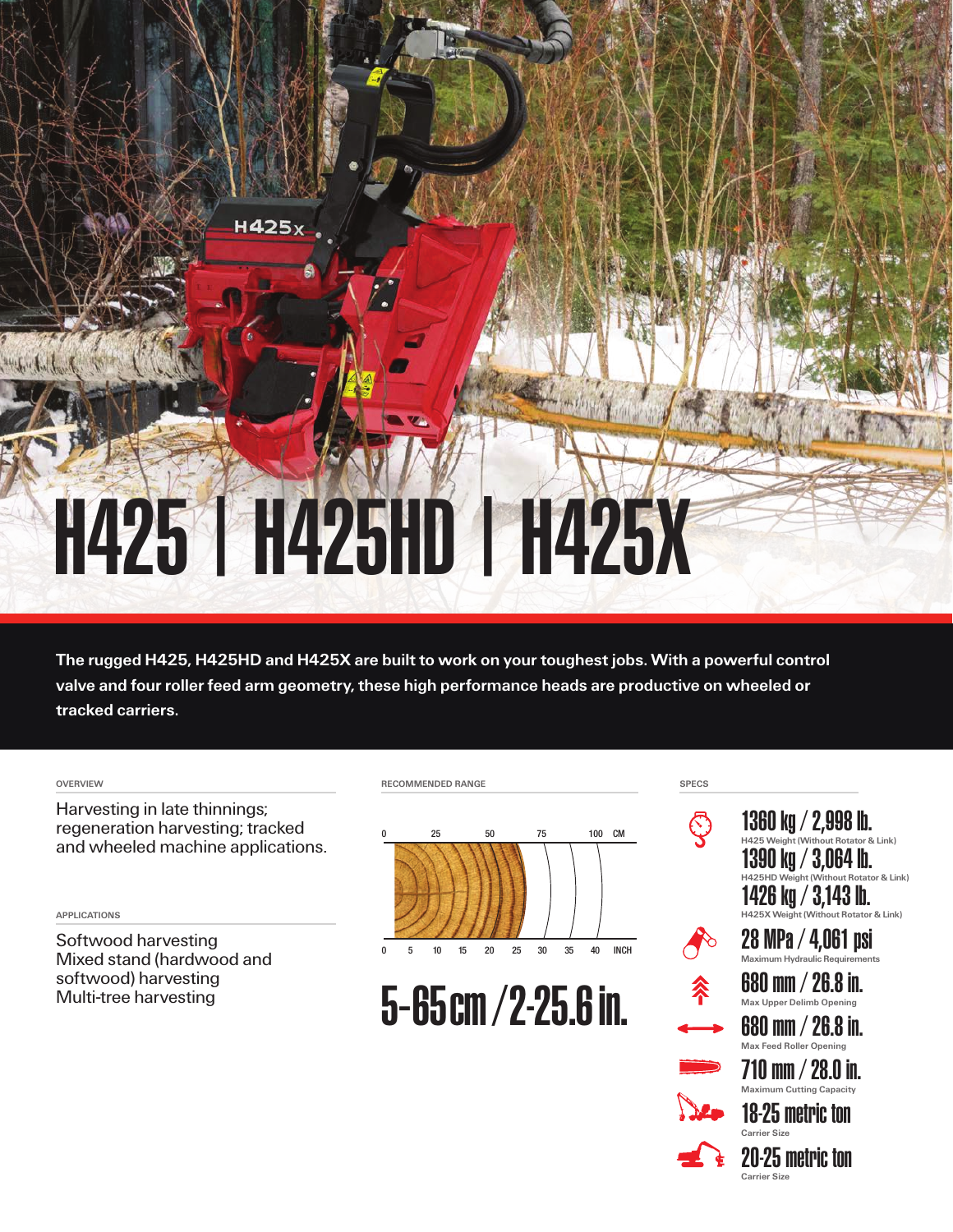# H425 | H425HD | H425X

**The rugged H425, H425HD and H425X are built to work on your toughest jobs. With a powerful control valve and four roller feed arm geometry, these high performance heads are productive on wheeled or tracked carriers.**

### OVERVIEW

Harvesting in late thinnings; regeneration harvesting; tracked and wheeled machine applications.

### APPLICATIONS

Softwood harvesting
Mixed stand (hardwood and softwood) harvesting
Multi-tree harvesting

### RECOMMENDED RANGE

0 25 50 75 100 CM

0 5 10 15 20 25 30 35 40 INCH

**5-65 cm / 2-25.6 in.**

### SPECS

**1360 kg / 2,998 lb.**
H425 Weight (Without Rotator & Link)

**1390 kg / 3,064 lb.**
H425HD Weight (Without Rotator & Link)

**1426 kg / 3,143 lb.**
H425X Weight (Without Rotator & Link)

**28 MPa / 4,061 psi**
Maximum Hydraulic Requirements

**680 mm / 26.8 in.**
Max Upper Delimb Opening

**680 mm / 26.8 in.**
Max Feed Roller Opening

**710 mm / 28.0 in.**
Maximum Cutting Capacity

**18-25 metric ton**
Carrier Size

**20-25 metric ton**
Carrier Size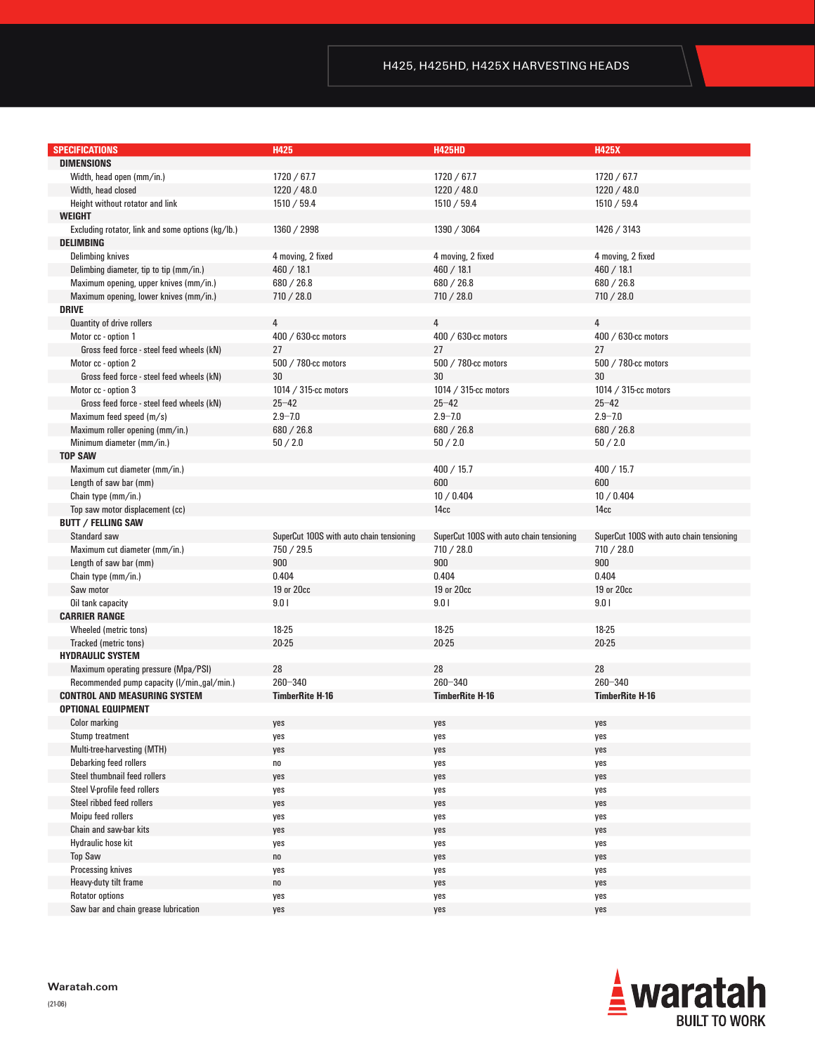# H425, H425HD, H425X HARVESTING HEADS

| SPECIFICATIONS | H425 | H425HD | H425X |
|---|---|---|---|
| **DIMENSIONS** | | | |
| Width, head open (mm/in.) | 1720 / 67.7 | 1720 / 67.7 | 1720 / 67.7 |
| Width, head closed | 1220 / 48.0 | 1220 / 48.0 | 1220 / 48.0 |
| Height without rotator and link | 1510 / 59.4 | 1510 / 59.4 | 1510 / 59.4 |
| **WEIGHT** | | | |
| Excluding rotator, link and some options (kg/lb.) | 1360 / 2998 | 1390 / 3064 | 1426 / 3143 |
| **DELIMBING** | | | |
| Delimbing knives | 4 moving, 2 fixed | 4 moving, 2 fixed | 4 moving, 2 fixed |
| Delimbing diameter, tip to tip (mm/in.) | 460 / 18.1 | 460 / 18.1 | 460 / 18.1 |
| Maximum opening, upper knives (mm/in.) | 680 / 26.8 | 680 / 26.8 | 680 / 26.8 |
| Maximum opening, lower knives (mm/in.) | 710 / 28.0 | 710 / 28.0 | 710 / 28.0 |
| **DRIVE** | | | |
| Quantity of drive rollers | 4 | 4 | 4 |
| Motor cc - option 1 | 400 / 630-cc motors | 400 / 630-cc motors | 400 / 630-cc motors |
| Gross feed force - steel feed wheels (kN) | 27 | 27 | 27 |
| Motor cc - option 2 | 500 / 780-cc motors | 500 / 780-cc motors | 500 / 780-cc motors |
| Gross feed force - steel feed wheels (kN) | 30 | 30 | 30 |
| Motor cc - option 3 | 1014 / 315-cc motors | 1014 / 315-cc motors | 1014 / 315-cc motors |
| Gross feed force - steel feed wheels (kN) | 25–42 | 25–42 | 25–42 |
| Maximum feed speed (m/s) | 2.9–7.0 | 2.9–7.0 | 2.9–7.0 |
| Maximum roller opening (mm/in.) | 680 / 26.8 | 680 / 26.8 | 680 / 26.8 |
| Minimum diameter (mm/in.) | 50 / 2.0 | 50 / 2.0 | 50 / 2.0 |
| **TOP SAW** | | | |
| Maximum cut diameter (mm/in.) | | 400 / 15.7 | 400 / 15.7 |
| Length of saw bar (mm) | | 600 | 600 |
| Chain type (mm/in.) | | 10 / 0.404 | 10 / 0.404 |
| Top saw motor displacement (cc) | | 14cc | 14cc |
| **BUTT / FELLING SAW** | | | |
| Standard saw | SuperCut 100S with auto chain tensioning | SuperCut 100S with auto chain tensioning | SuperCut 100S with auto chain tensioning |
| Maximum cut diameter (mm/in.) | 750 / 29.5 | 710 / 28.0 | 710 / 28.0 |
| Length of saw bar (mm) | 900 | 900 | 900 |
| Chain type (mm/in.) | 0.404 | 0.404 | 0.404 |
| Saw motor | 19 or 20cc | 19 or 20cc | 19 or 20cc |
| Oil tank capacity | 9.0 l | 9.0 l | 9.0 l |
| **CARRIER RANGE** | | | |
| Wheeled (metric tons) | 18-25 | 18-25 | 18-25 |
| Tracked (metric tons) | 20-25 | 20-25 | 20-25 |
| **HYDRAULIC SYSTEM** | | | |
| Maximum operating pressure (Mpa/PSI) | 28 | 28 | 28 |
| Recommended pump capacity (l/min.,gal/min.) | 260–340 | 260–340 | 260–340 |
| **CONTROL AND MEASURING SYSTEM** | **TimberRite H-16** | **TimberRite H-16** | **TimberRite H-16** |
| **OPTIONAL EQUIPMENT** | | | |
| Color marking | yes | yes | yes |
| Stump treatment | yes | yes | yes |
| Multi-tree-harvesting (MTH) | yes | yes | yes |
| Debarking feed rollers | no | yes | yes |
| Steel thumbnail feed rollers | yes | yes | yes |
| Steel V-profile feed rollers | yes | yes | yes |
| Steel ribbed feed rollers | yes | yes | yes |
| Moipu feed rollers | yes | yes | yes |
| Chain and saw-bar kits | yes | yes | yes |
| Hydraulic hose kit | yes | yes | yes |
| Top Saw | no | yes | yes |
| Processing knives | yes | yes | yes |
| Heavy-duty tilt frame | no | yes | yes |
| Rotator options | yes | yes | yes |
| Saw bar and chain grease lubrication | yes | yes | yes |

Waratah.com

(21-06)

waratah
BUILT TO WORK